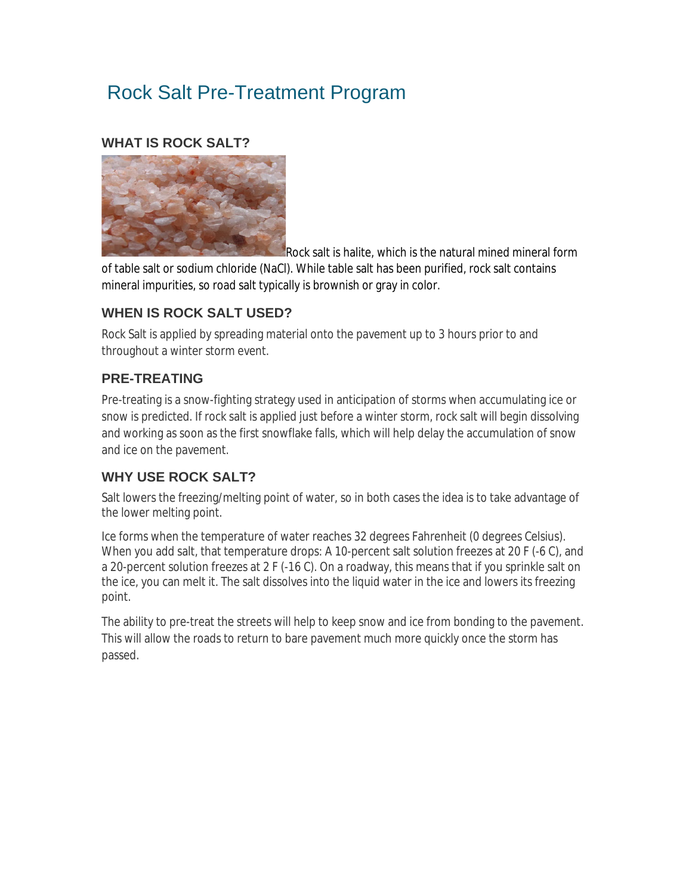# Rock Salt Pre-Treatment Program

## WHAT IS ROCK SALT?

Rock salt is halite, which is the natural mined mineral form of table salt or sodium chloride (NaCl). While table salt has been purified, rock salt contains mineral impurities, so road salt typically is brownish or gray in color.

## WHEN IS ROCK SALT USED?

Rock Salt is applied by spreading material onto the pavement up to 3 hours prior to and throughout a winter storm event.

## PRE-TREATING

Pre-treating is a snow-fighting strategy used in anticipation of storms when accumulating ice or snow is predicted. If rock salt is applied just before a winter storm, rock salt will begin dissolving and working as soon as the first snowflake falls, which will help delay the accumulation of snow and ice on the pavement.

## WHY USE ROCK SALT?

Salt lowers the freezing/melting point of water, so in both cases the idea is to take advantage of the lower melting point.

Ice forms when the temperature of water reaches 32 degrees Fahrenheit (0 degrees Celsius). When you add salt, that temperature drops: A 10-percent salt solution freezes at 20 F (-6 C), and a 20-percent solution freezes at 2 F (-16 C). On a roadway, this means that if you sprinkle salt on the ice, you can melt it. The salt dissolves into the liquid water in the ice and lowers its freezing point.

The ability to pre-treat the streets will help to keep snow and ice from bonding to the pavement. This will allow the roads to return to bare pavement much more quickly once the storm has passed.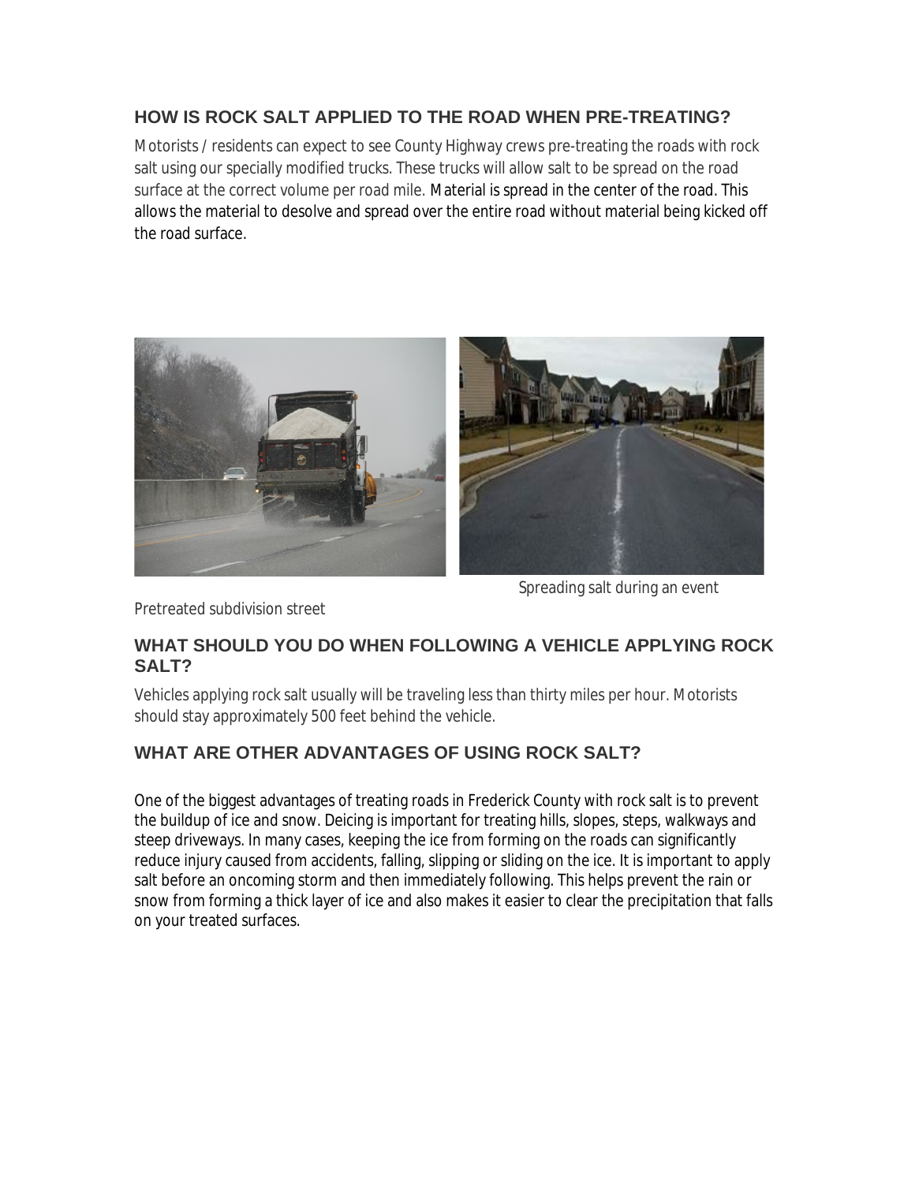## HOW IS ROCK SALT APPLIED TO THE ROAD WHEN PRE-TREATING?

Motorists / residents can expect to see County Highway crews pre-treating the roads with rock salt using our specially modified trucks. These trucks will allow salt to be spread on the road surface at the correct volume per road mile. Material is spread in the center of the road. This allows the material to desolve and spread over the entire road without material being kicked off the road surface.

Spreading salt during an event

Pretreated subdivision street

## WHAT SHOULD YOU DO WHEN FOLLOWING A VEHICLE APPLYING ROCK SALT?

Vehicles applying rock salt usually will be traveling less than thirty miles per hour. Motorists should stay approximately 500 feet behind the vehicle.

## WHAT ARE OTHER ADVANTAGES OF USING ROCK SALT?

One of the biggest advantages of treating roads in Frederick County with rock salt is to prevent the buildup of ice and snow. Deicing is important for treating hills, slopes, steps, walkways and steep driveways. In many cases, keeping the ice from forming on the roads can significantly reduce injury caused from accidents, falling, slipping or sliding on the ice. It is important to apply salt before an oncoming storm and then immediately following. This helps prevent the rain or snow from forming a thick layer of ice and also makes it easier to clear the precipitation that falls on your treated surfaces.